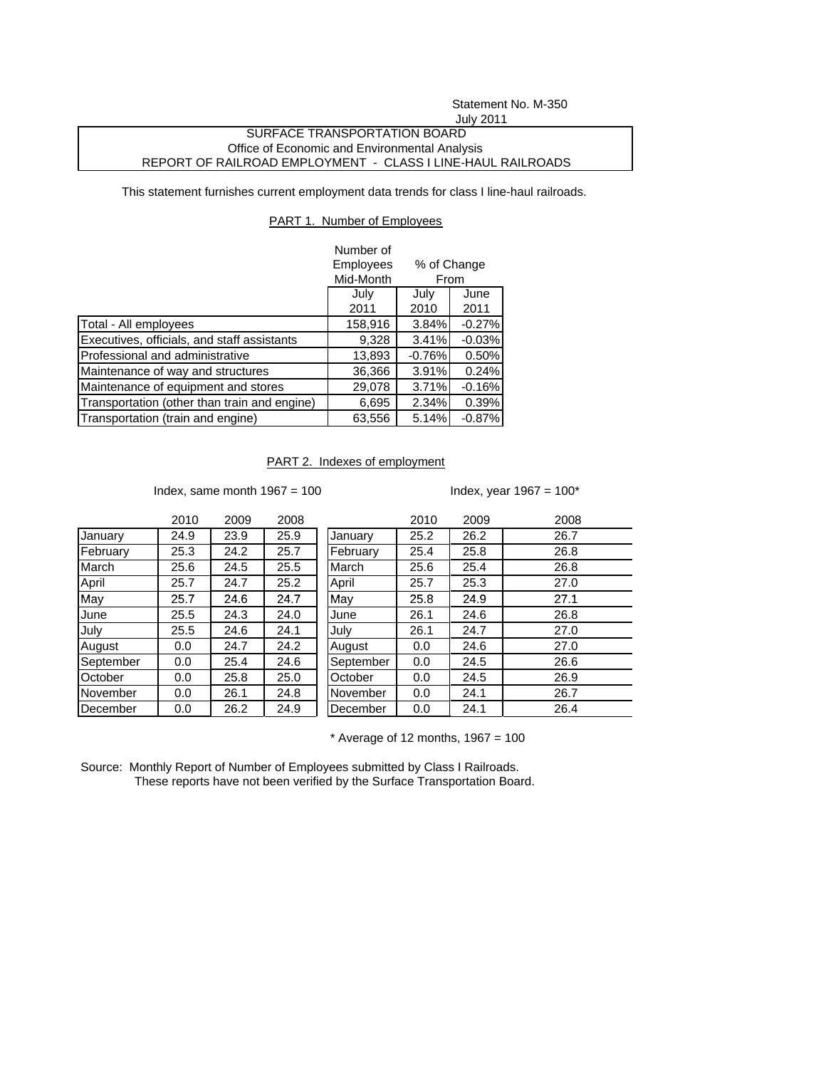Statement No. M-350
July 2011

SURFACE TRANSPORTATION BOARD
Office of Economic and Environmental Analysis
REPORT OF RAILROAD EMPLOYMENT - CLASS I LINE-HAUL RAILROADS

This statement furnishes current employment data trends for class I line-haul railroads.

## PART 1. Number of Employees

| | Number of Employees Mid-Month | % of Change From | |
|---|---|---|---|
| | July 2011 | July 2010 | June 2011 |
| Total - All employees | 158,916 | 3.84% | -0.27% |
| Executives, officials, and staff assistants | 9,328 | 3.41% | -0.03% |
| Professional and administrative | 13,893 | -0.76% | 0.50% |
| Maintenance of way and structures | 36,366 | 3.91% | 0.24% |
| Maintenance of equipment and stores | 29,078 | 3.71% | -0.16% |
| Transportation (other than train and engine) | 6,695 | 2.34% | 0.39% |
| Transportation (train and engine) | 63,556 | 5.14% | -0.87% |

## PART 2. Indexes of employment

Index, same month 1967 = 100

| | 2010 | 2009 | 2008 |
|---|---|---|---|
| January | 24.9 | 23.9 | 25.9 |
| February | 25.3 | 24.2 | 25.7 |
| March | 25.6 | 24.5 | 25.5 |
| April | 25.7 | 24.7 | 25.2 |
| May | 25.7 | 24.6 | 24.7 |
| June | 25.5 | 24.3 | 24.0 |
| July | 25.5 | 24.6 | 24.1 |
| August | 0.0 | 24.7 | 24.2 |
| September | 0.0 | 25.4 | 24.6 |
| October | 0.0 | 25.8 | 25.0 |
| November | 0.0 | 26.1 | 24.8 |
| December | 0.0 | 26.2 | 24.9 |

Index, year 1967 = 100*

| | 2010 | 2009 | 2008 |
|---|---|---|---|
| January | 25.2 | 26.2 | 26.7 |
| February | 25.4 | 25.8 | 26.8 |
| March | 25.6 | 25.4 | 26.8 |
| April | 25.7 | 25.3 | 27.0 |
| May | 25.8 | 24.9 | 27.1 |
| June | 26.1 | 24.6 | 26.8 |
| July | 26.1 | 24.7 | 27.0 |
| August | 0.0 | 24.6 | 27.0 |
| September | 0.0 | 24.5 | 26.6 |
| October | 0.0 | 24.5 | 26.9 |
| November | 0.0 | 24.1 | 26.7 |
| December | 0.0 | 24.1 | 26.4 |

* Average of 12 months, 1967 = 100

Source: Monthly Report of Number of Employees submitted by Class I Railroads.
These reports have not been verified by the Surface Transportation Board.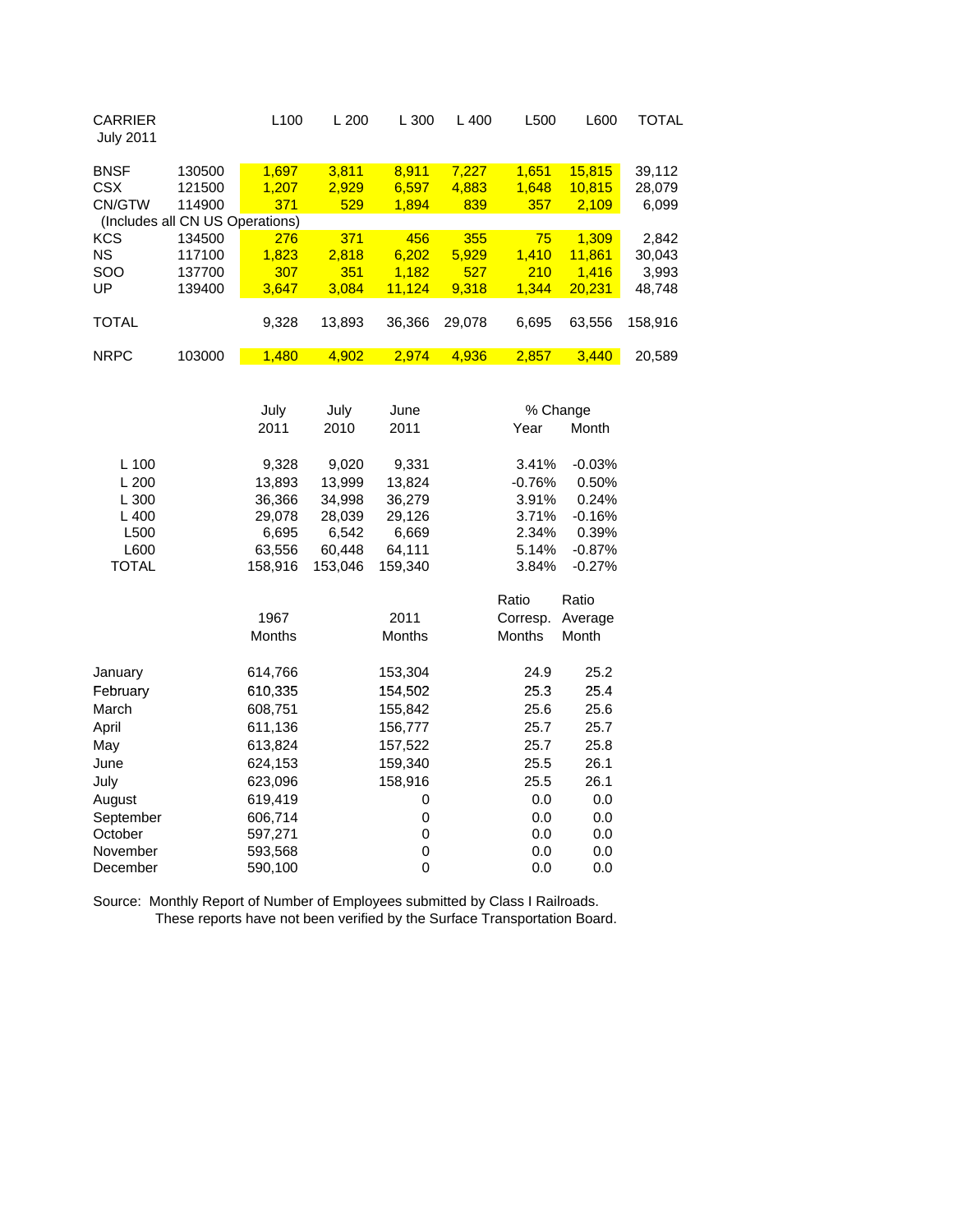| CARRIER July 2011 | | L100 | L 200 | L 300 | L 400 | L500 | L600 | TOTAL |
|---|---|---|---|---|---|---|---|---|
| BNSF | 130500 | 1,697 | 3,811 | 8,911 | 7,227 | 1,651 | 15,815 | 39,112 |
| CSX | 121500 | 1,207 | 2,929 | 6,597 | 4,883 | 1,648 | 10,815 | 28,079 |
| CN/GTW | 114900 | 371 | 529 | 1,894 | 839 | 357 | 2,109 | 6,099 |
| (Includes all CN US Operations) | | | | | | | | |
| KCS | 134500 | 276 | 371 | 456 | 355 | 75 | 1,309 | 2,842 |
| NS | 117100 | 1,823 | 2,818 | 6,202 | 5,929 | 1,410 | 11,861 | 30,043 |
| SOO | 137700 | 307 | 351 | 1,182 | 527 | 210 | 1,416 | 3,993 |
| UP | 139400 | 3,647 | 3,084 | 11,124 | 9,318 | 1,344 | 20,231 | 48,748 |
| TOTAL | | 9,328 | 13,893 | 36,366 | 29,078 | 6,695 | 63,556 | 158,916 |
| NRPC | 103000 | 1,480 | 4,902 | 2,974 | 4,936 | 2,857 | 3,440 | 20,589 |

| | July 2011 | July 2010 | June 2011 | % Change Year | % Change Month |
|---|---|---|---|---|---|
| L 100 | 9,328 | 9,020 | 9,331 | 3.41% | -0.03% |
| L 200 | 13,893 | 13,999 | 13,824 | -0.76% | 0.50% |
| L 300 | 36,366 | 34,998 | 36,279 | 3.91% | 0.24% |
| L 400 | 29,078 | 28,039 | 29,126 | 3.71% | -0.16% |
| L500 | 6,695 | 6,542 | 6,669 | 2.34% | 0.39% |
| L600 | 63,556 | 60,448 | 64,111 | 5.14% | -0.87% |
| TOTAL | 158,916 | 153,046 | 159,340 | 3.84% | -0.27% |

| | 1967 Months | 2011 Months | Ratio Corresp. Months | Ratio Average Month |
|---|---|---|---|---|
| January | 614,766 | 153,304 | 24.9 | 25.2 |
| February | 610,335 | 154,502 | 25.3 | 25.4 |
| March | 608,751 | 155,842 | 25.6 | 25.6 |
| April | 611,136 | 156,777 | 25.7 | 25.7 |
| May | 613,824 | 157,522 | 25.7 | 25.8 |
| June | 624,153 | 159,340 | 25.5 | 26.1 |
| July | 623,096 | 158,916 | 25.5 | 26.1 |
| August | 619,419 | 0 | 0.0 | 0.0 |
| September | 606,714 | 0 | 0.0 | 0.0 |
| October | 597,271 | 0 | 0.0 | 0.0 |
| November | 593,568 | 0 | 0.0 | 0.0 |
| December | 590,100 | 0 | 0.0 | 0.0 |

Source: Monthly Report of Number of Employees submitted by Class I Railroads.
These reports have not been verified by the Surface Transportation Board.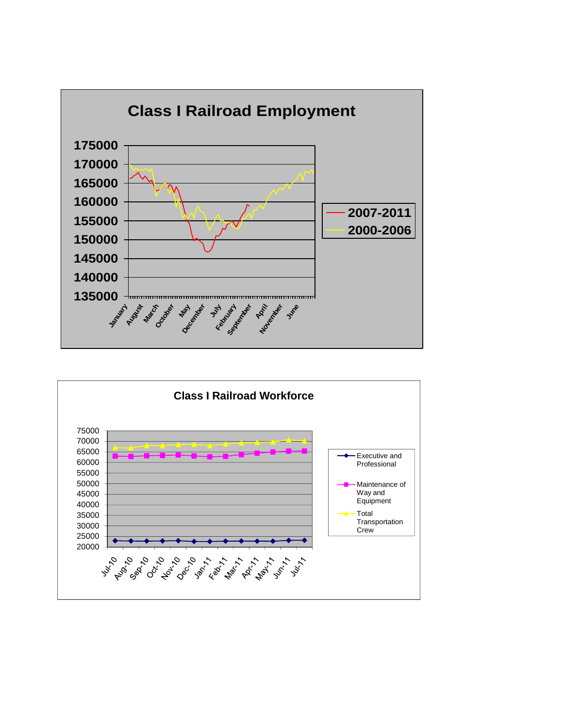## Class I Railroad Employment

175000
170000
165000
160000
155000
150000
145000
140000
135000

January
August
March
October
May
December
July
February
September
April
November
June

2007-2011
2000-2006

## Class I Railroad Workforce

75000
70000
65000
60000
55000
50000
45000
40000
35000
30000
25000
20000

Jul-10
Aug-10
Sep-10
Oct-10
Nov-10
Dec-10
Jan-11
Feb-11
Mar-11
Apr-11
May-11
Jun-11
Jul-11

Executive and Professional
Maintenance of Way and Equipment
Total Transportation Crew